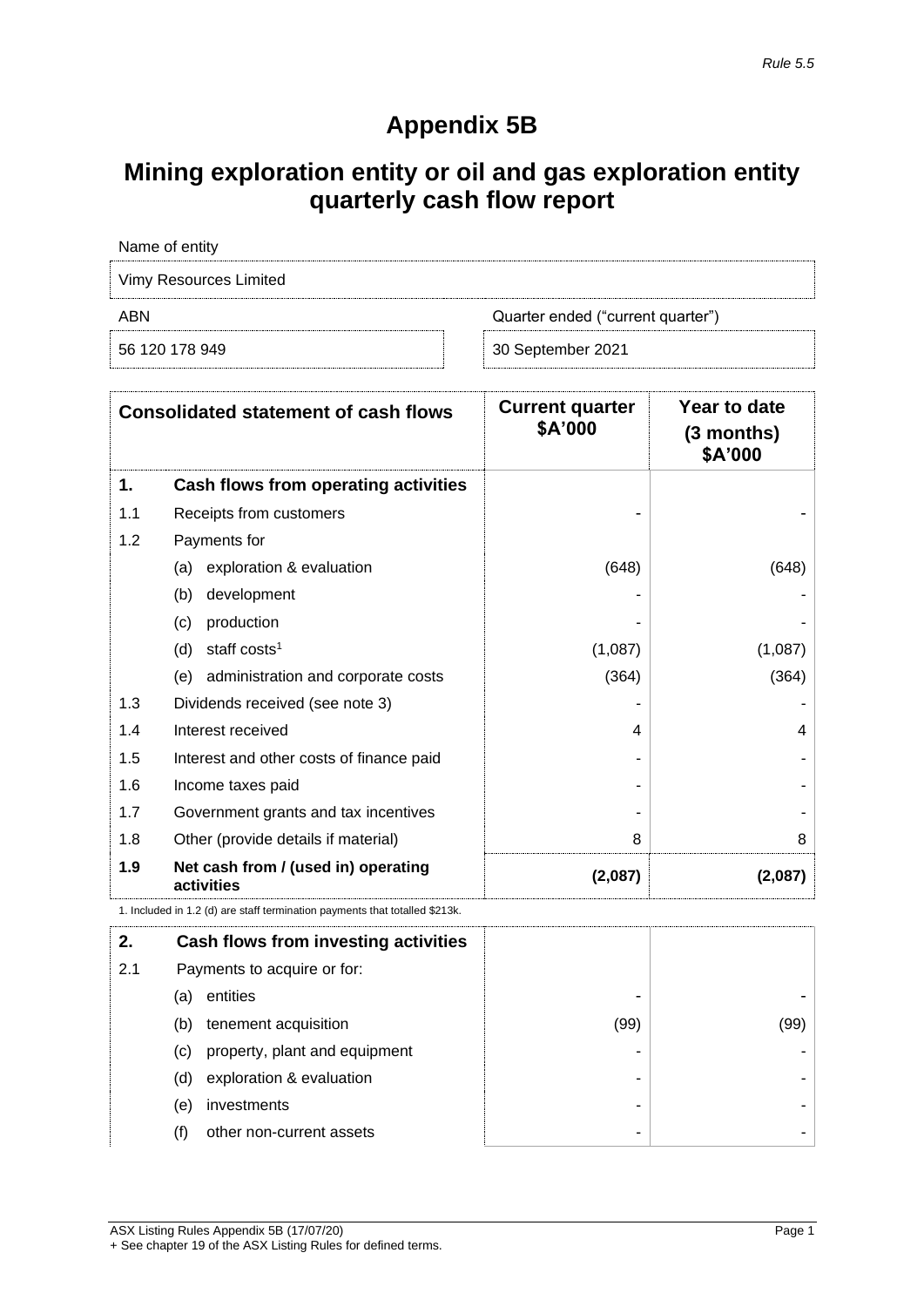*Rule 5.5*

# Appendix 5B

## Mining exploration entity or oil and gas exploration entity quarterly cash flow report

| Name of entity | |
|---|---|
| Vimy Resources Limited | |
| **ABN** | **Quarter ended ("current quarter")** |
| 56 120 178 949 | 30 September 2021 |

| | Consolidated statement of cash flows | Current quarter $A'000 | Year to date (3 months) $A'000 |
|---|---|---|---|
| **1.** | **Cash flows from operating activities** | | |
| 1.1 | Receipts from customers | - | - |
| 1.2 | Payments for | | |
| | (a) exploration & evaluation | (648) | (648) |
| | (b) development | - | - |
| | (c) production | - | - |
| | (d) staff costs[1] | (1,087) | (1,087) |
| | (e) administration and corporate costs | (364) | (364) |
| 1.3 | Dividends received (see note 3) | - | - |
| 1.4 | Interest received | 4 | 4 |
| 1.5 | Interest and other costs of finance paid | - | - |
| 1.6 | Income taxes paid | - | - |
| 1.7 | Government grants and tax incentives | - | - |
| 1.8 | Other (provide details if material) | 8 | 8 |
| **1.9** | **Net cash from / (used in) operating activities** | **(2,087)** | **(2,087)** |

1. Included in 1.2 (d) are staff termination payments that totalled $213k.

| | | | |
|---|---|---|---|
| **2.** | **Cash flows from investing activities** | | |
| 2.1 | Payments to acquire or for: | | |
| | (a) entities | - | - |
| | (b) tenement acquisition | (99) | (99) |
| | (c) property, plant and equipment | - | - |
| | (d) exploration & evaluation | - | - |
| | (e) investments | - | - |
| | (f) other non-current assets | - | - |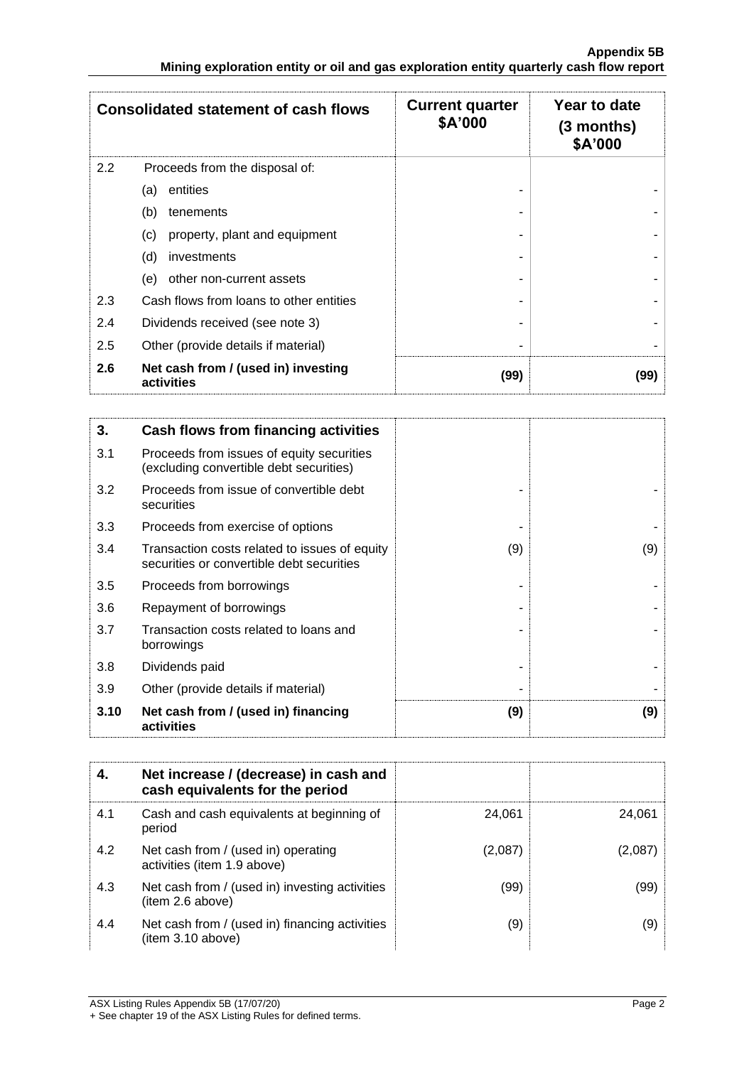| Consolidated statement of cash flows | | Current quarter $A'000 | Year to date (3 months) $A'000 |
|---|---|---|---|
| 2.2 | Proceeds from the disposal of: | | |
| | (a) entities | - | - |
| | (b) tenements | - | - |
| | (c) property, plant and equipment | - | - |
| | (d) investments | - | - |
| | (e) other non-current assets | - | - |
| 2.3 | Cash flows from loans to other entities | - | - |
| 2.4 | Dividends received (see note 3) | - | - |
| 2.5 | Other (provide details if material) | - | - |
| **2.6** | **Net cash from / (used in) investing activities** | **(99)** | **(99)** |

| **3.** | **Cash flows from financing activities** | | |
|---|---|---|---|
| 3.1 | Proceeds from issues of equity securities (excluding convertible debt securities) | | |
| 3.2 | Proceeds from issue of convertible debt securities | - | - |
| 3.3 | Proceeds from exercise of options | - | - |
| 3.4 | Transaction costs related to issues of equity securities or convertible debt securities | (9) | (9) |
| 3.5 | Proceeds from borrowings | - | - |
| 3.6 | Repayment of borrowings | - | - |
| 3.7 | Transaction costs related to loans and borrowings | - | - |
| 3.8 | Dividends paid | - | - |
| 3.9 | Other (provide details if material) | - | - |
| **3.10** | **Net cash from / (used in) financing activities** | **(9)** | **(9)** |

| **4.** | **Net increase / (decrease) in cash and cash equivalents for the period** | | |
|---|---|---|---|
| 4.1 | Cash and cash equivalents at beginning of period | 24,061 | 24,061 |
| 4.2 | Net cash from / (used in) operating activities (item 1.9 above) | (2,087) | (2,087) |
| 4.3 | Net cash from / (used in) investing activities (item 2.6 above) | (99) | (99) |
| 4.4 | Net cash from / (used in) financing activities (item 3.10 above) | (9) | (9) |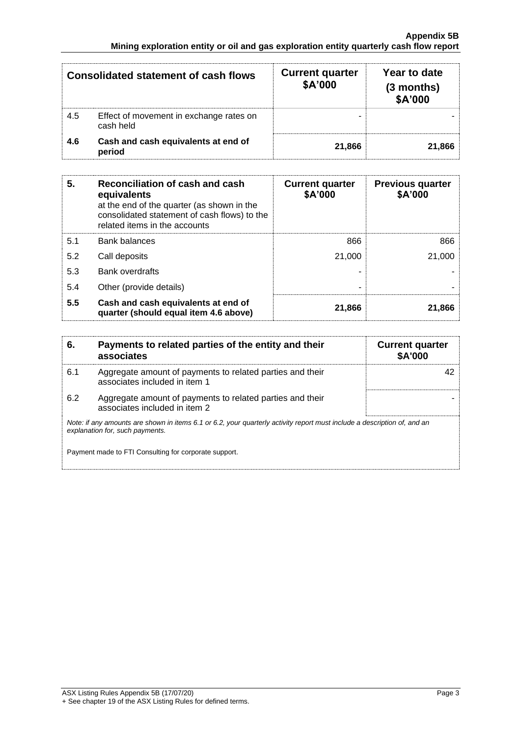| Consolidated statement of cash flows | | Current quarter $A'000 | Year to date (3 months) $A'000 |
|---|---|---|---|
| 4.5 | Effect of movement in exchange rates on cash held | - | - |
| **4.6** | **Cash and cash equivalents at end of period** | **21,866** | **21,866** |

| **5.** | **Reconciliation of cash and cash equivalents** at the end of the quarter (as shown in the consolidated statement of cash flows) to the related items in the accounts | **Current quarter $A'000** | **Previous quarter $A'000** |
|---|---|---|---|
| 5.1 | Bank balances | 866 | 866 |
| 5.2 | Call deposits | 21,000 | 21,000 |
| 5.3 | Bank overdrafts | - | - |
| 5.4 | Other (provide details) | - | - |
| **5.5** | **Cash and cash equivalents at end of quarter (should equal item 4.6 above)** | **21,866** | **21,866** |

| **6.** | **Payments to related parties of the entity and their associates** | **Current quarter $A'000** |
|---|---|---|
| 6.1 | Aggregate amount of payments to related parties and their associates included in item 1 | 42 |
| 6.2 | Aggregate amount of payments to related parties and their associates included in item 2 | - |

*Note: if any amounts are shown in items 6.1 or 6.2, your quarterly activity report must include a description of, and an explanation for, such payments.*

Payment made to FTI Consulting for corporate support.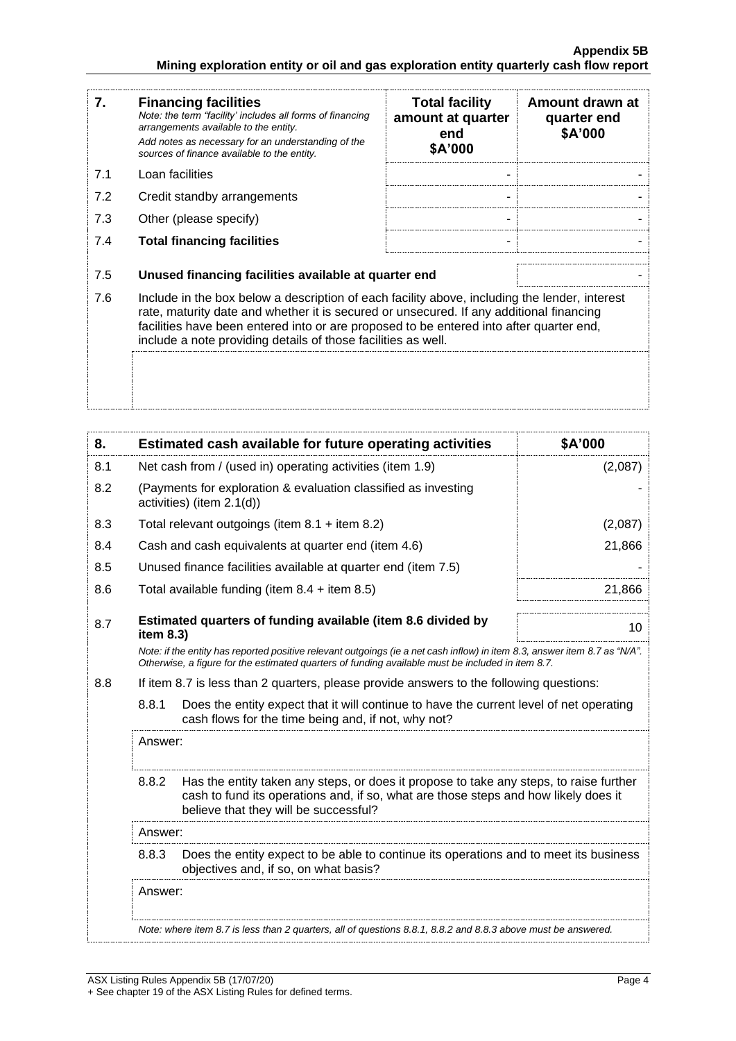| 7. | **Financing facilities**<br>*Note: the term "facility' includes all forms of financing arrangements available to the entity.*<br>*Add notes as necessary for an understanding of the sources of finance available to the entity.* | **Total facility amount at quarter end $A'000** | **Amount drawn at quarter end $A'000** |
|---|---|---|---|
| 7.1 | Loan facilities | - | - |
| 7.2 | Credit standby arrangements | - | - |
| 7.3 | Other (please specify) | - | - |
| 7.4 | **Total financing facilities** | - | - |

| | | |
|---|---|---|
| 7.5 | **Unused financing facilities available at quarter end** | - |

7.6 Include in the box below a description of each facility above, including the lender, interest rate, maturity date and whether it is secured or unsecured. If any additional financing facilities have been entered into or are proposed to be entered into after quarter end, include a note providing details of those facilities as well.

| 8. | **Estimated cash available for future operating activities** | **$A'000** |
|---|---|---|
| 8.1 | Net cash from / (used in) operating activities (item 1.9) | (2,087) |
| 8.2 | (Payments for exploration & evaluation classified as investing activities) (item 2.1(d)) | - |
| 8.3 | Total relevant outgoings (item 8.1 + item 8.2) | (2,087) |
| 8.4 | Cash and cash equivalents at quarter end (item 4.6) | 21,866 |
| 8.5 | Unused finance facilities available at quarter end (item 7.5) | - |
| 8.6 | Total available funding (item 8.4 + item 8.5) | 21,866 |
| 8.7 | **Estimated quarters of funding available (item 8.6 divided by item 8.3)** | 10 |

*Note: if the entity has reported positive relevant outgoings (ie a net cash inflow) in item 8.3, answer item 8.7 as "N/A". Otherwise, a figure for the estimated quarters of funding available must be included in item 8.7.*

8.8 If item 8.7 is less than 2 quarters, please provide answers to the following questions:

8.8.1 Does the entity expect that it will continue to have the current level of net operating cash flows for the time being and, if not, why not?

Answer:

8.8.2 Has the entity taken any steps, or does it propose to take any steps, to raise further cash to fund its operations and, if so, what are those steps and how likely does it believe that they will be successful?

Answer:

8.8.3 Does the entity expect to be able to continue its operations and to meet its business objectives and, if so, on what basis?

Answer:

*Note: where item 8.7 is less than 2 quarters, all of questions 8.8.1, 8.8.2 and 8.8.3 above must be answered.*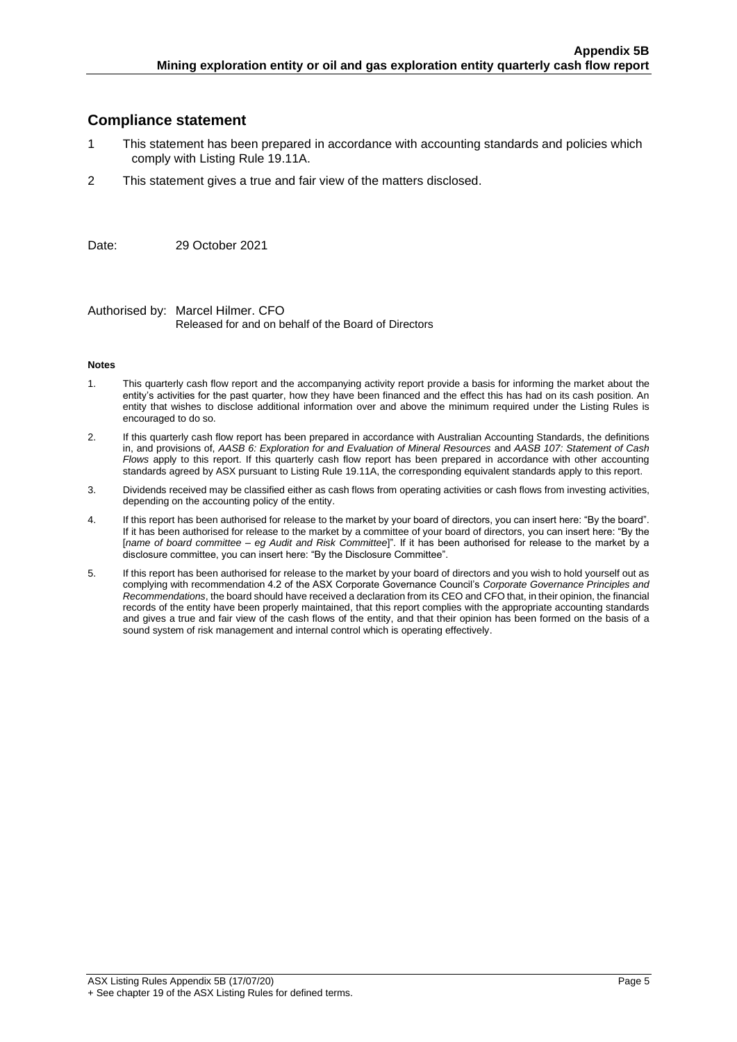## Compliance statement

1. This statement has been prepared in accordance with accounting standards and policies which comply with Listing Rule 19.11A.
2. This statement gives a true and fair view of the matters disclosed.

Date: 29 October 2021

Authorised by: Marcel Hilmer. CFO
Released for and on behalf of the Board of Directors

**Notes**

1. This quarterly cash flow report and the accompanying activity report provide a basis for informing the market about the entity's activities for the past quarter, how they have been financed and the effect this has had on its cash position. An entity that wishes to disclose additional information over and above the minimum required under the Listing Rules is encouraged to do so.
2. If this quarterly cash flow report has been prepared in accordance with Australian Accounting Standards, the definitions in, and provisions of, *AASB 6: Exploration for and Evaluation of Mineral Resources* and *AASB 107: Statement of Cash Flows* apply to this report. If this quarterly cash flow report has been prepared in accordance with other accounting standards agreed by ASX pursuant to Listing Rule 19.11A, the corresponding equivalent standards apply to this report.
3. Dividends received may be classified either as cash flows from operating activities or cash flows from investing activities, depending on the accounting policy of the entity.
4. If this report has been authorised for release to the market by your board of directors, you can insert here: "By the board". If it has been authorised for release to the market by a committee of your board of directors, you can insert here: "By the [*name of board committee – eg Audit and Risk Committee*]". If it has been authorised for release to the market by a disclosure committee, you can insert here: "By the Disclosure Committee".
5. If this report has been authorised for release to the market by your board of directors and you wish to hold yourself out as complying with recommendation 4.2 of the ASX Corporate Governance Council's *Corporate Governance Principles and Recommendations*, the board should have received a declaration from its CEO and CFO that, in their opinion, the financial records of the entity have been properly maintained, that this report complies with the appropriate accounting standards and gives a true and fair view of the cash flows of the entity, and that their opinion has been formed on the basis of a sound system of risk management and internal control which is operating effectively.